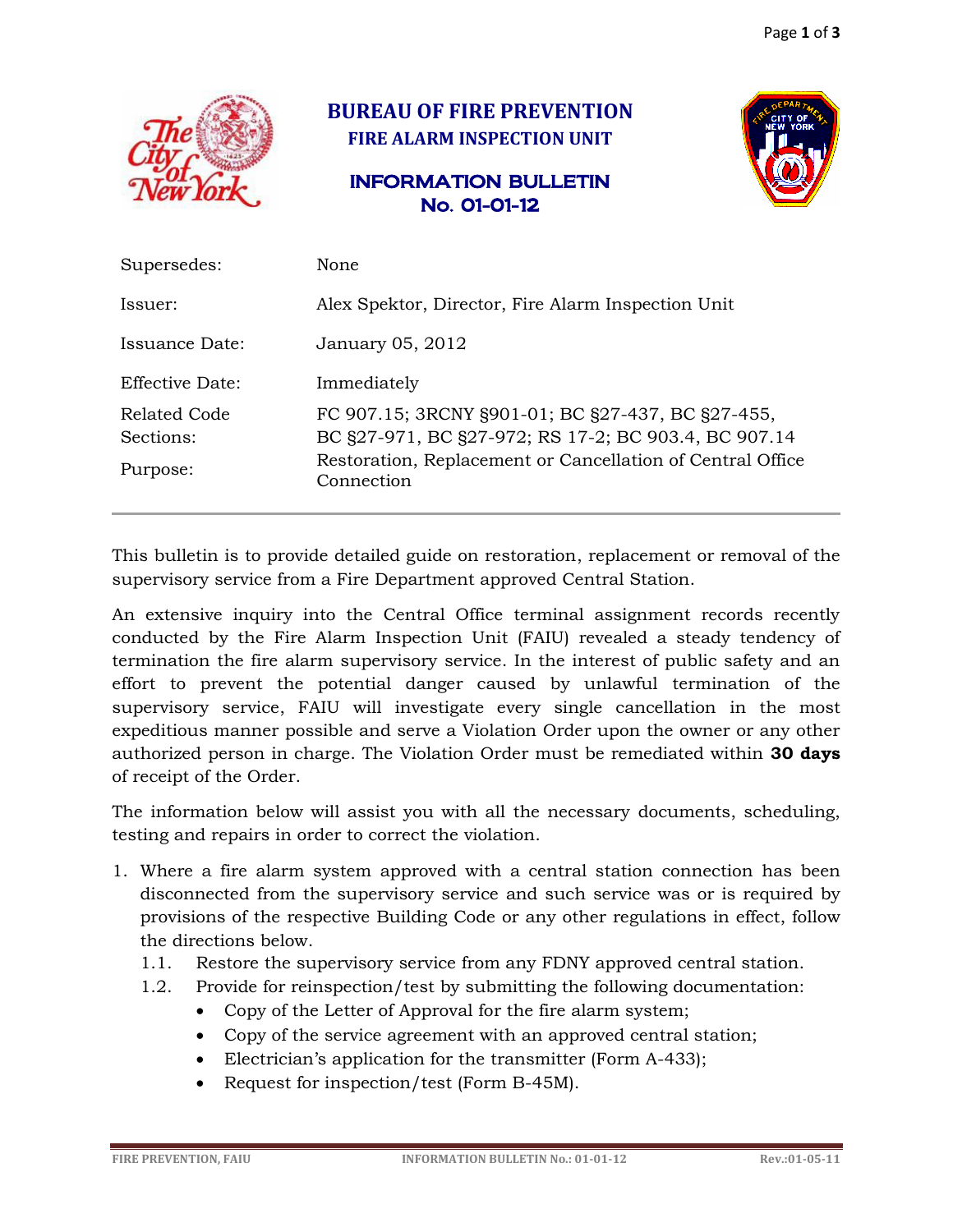# BUREAU OF FIRE PREVENTION

## FIRE ALARM INSPECTION UNIT

## INFORMATION BULLETIN No. 01-01-12

| | |
|---|---|
| Supersedes: | None |
| Issuer: | Alex Spektor, Director, Fire Alarm Inspection Unit |
| Issuance Date: | January 05, 2012 |
| Effective Date: | Immediately |
| Related Code Sections: | FC 907.15; 3RCNY §901-01; BC §27-437, BC §27-455, BC §27-971, BC §27-972; RS 17-2; BC 903.4, BC 907.14 |
| Purpose: | Restoration, Replacement or Cancellation of Central Office Connection |

---

This bulletin is to provide detailed guide on restoration, replacement or removal of the supervisory service from a Fire Department approved Central Station.

An extensive inquiry into the Central Office terminal assignment records recently conducted by the Fire Alarm Inspection Unit (FAIU) revealed a steady tendency of termination the fire alarm supervisory service. In the interest of public safety and an effort to prevent the potential danger caused by unlawful termination of the supervisory service, FAIU will investigate every single cancellation in the most expeditious manner possible and serve a Violation Order upon the owner or any other authorized person in charge. The Violation Order must be remediated within **30 days** of receipt of the Order.

The information below will assist you with all the necessary documents, scheduling, testing and repairs in order to correct the violation.

1. Where a fire alarm system approved with a central station connection has been disconnected from the supervisory service and such service was or is required by provisions of the respective Building Code or any other regulations in effect, follow the directions below.
   - 1.1. Restore the supervisory service from any FDNY approved central station.
   - 1.2. Provide for reinspection/test by submitting the following documentation:
     - Copy of the Letter of Approval for the fire alarm system;
     - Copy of the service agreement with an approved central station;
     - Electrician's application for the transmitter (Form A-433);
     - Request for inspection/test (Form B-45M).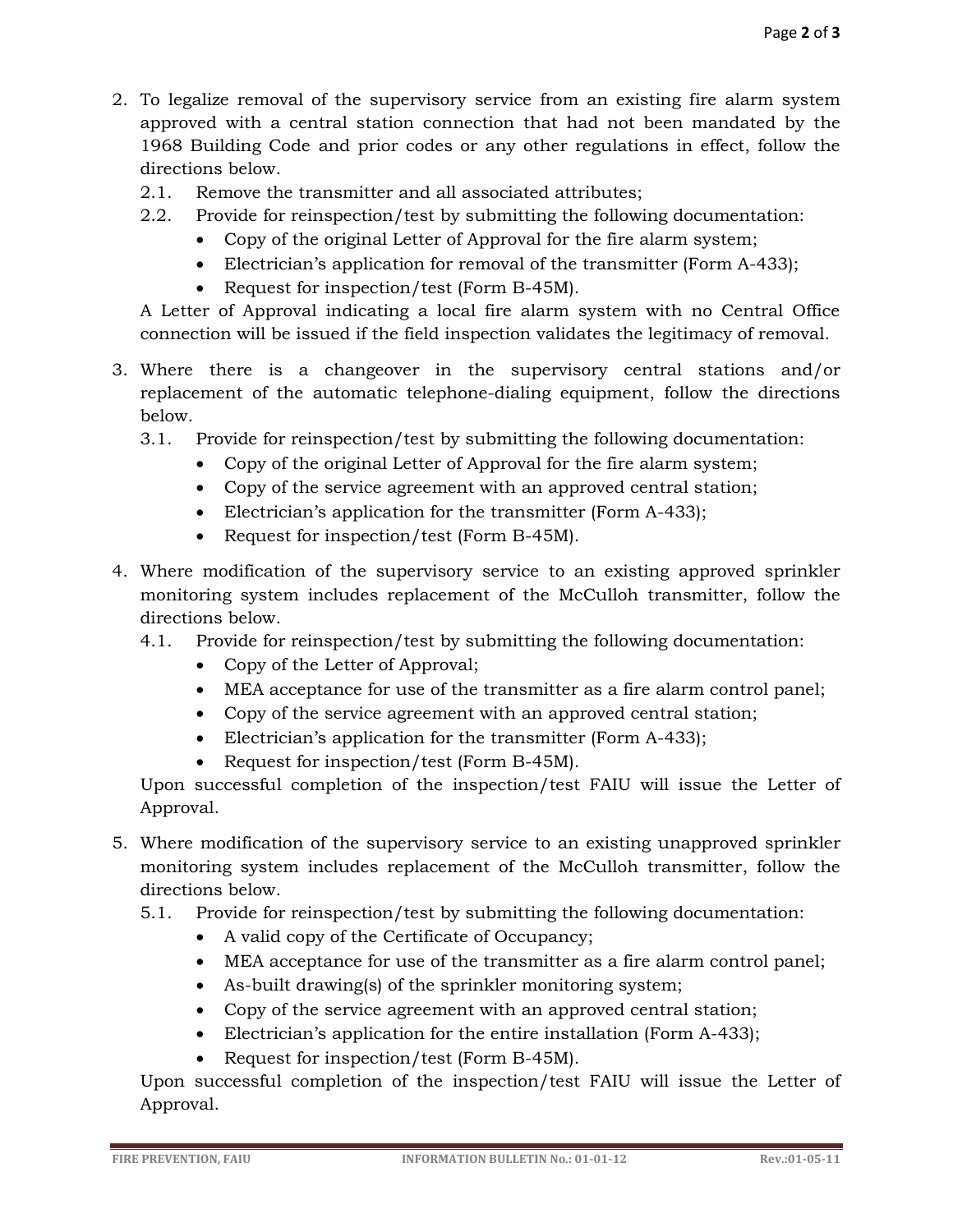2. To legalize removal of the supervisory service from an existing fire alarm system approved with a central station connection that had not been mandated by the 1968 Building Code and prior codes or any other regulations in effect, follow the directions below.
   2.1. Remove the transmitter and all associated attributes;
   2.2. Provide for reinspection/test by submitting the following documentation:
      - Copy of the original Letter of Approval for the fire alarm system;
      - Electrician's application for removal of the transmitter (Form A-433);
      - Request for inspection/test (Form B-45M).

   A Letter of Approval indicating a local fire alarm system with no Central Office connection will be issued if the field inspection validates the legitimacy of removal.

3. Where there is a changeover in the supervisory central stations and/or replacement of the automatic telephone-dialing equipment, follow the directions below.
   3.1. Provide for reinspection/test by submitting the following documentation:
      - Copy of the original Letter of Approval for the fire alarm system;
      - Copy of the service agreement with an approved central station;
      - Electrician's application for the transmitter (Form A-433);
      - Request for inspection/test (Form B-45M).

4. Where modification of the supervisory service to an existing approved sprinkler monitoring system includes replacement of the McCulloh transmitter, follow the directions below.
   4.1. Provide for reinspection/test by submitting the following documentation:
      - Copy of the Letter of Approval;
      - MEA acceptance for use of the transmitter as a fire alarm control panel;
      - Copy of the service agreement with an approved central station;
      - Electrician's application for the transmitter (Form A-433);
      - Request for inspection/test (Form B-45M).

   Upon successful completion of the inspection/test FAIU will issue the Letter of Approval.

5. Where modification of the supervisory service to an existing unapproved sprinkler monitoring system includes replacement of the McCulloh transmitter, follow the directions below.
   5.1. Provide for reinspection/test by submitting the following documentation:
      - A valid copy of the Certificate of Occupancy;
      - MEA acceptance for use of the transmitter as a fire alarm control panel;
      - As-built drawing(s) of the sprinkler monitoring system;
      - Copy of the service agreement with an approved central station;
      - Electrician's application for the entire installation (Form A-433);
      - Request for inspection/test (Form B-45M).

   Upon successful completion of the inspection/test FAIU will issue the Letter of Approval.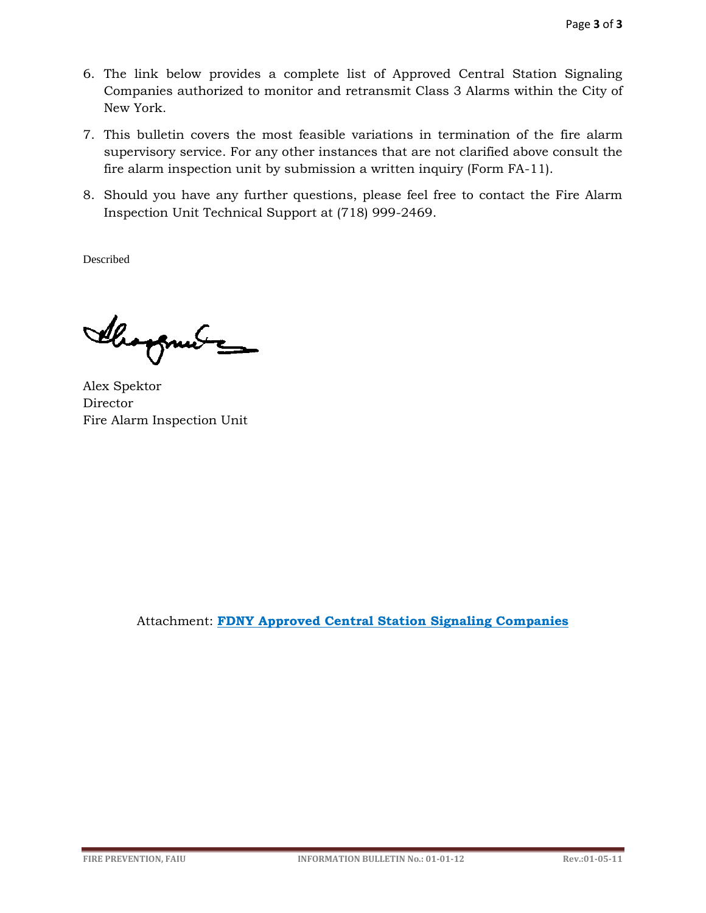6. The link below provides a complete list of Approved Central Station Signaling Companies authorized to monitor and retransmit Class 3 Alarms within the City of New York.

7. This bulletin covers the most feasible variations in termination of the fire alarm supervisory service. For any other instances that are not clarified above consult the fire alarm inspection unit by submission a written inquiry (Form FA-11).

8. Should you have any further questions, please feel free to contact the Fire Alarm Inspection Unit Technical Support at (718) 999-2469.

Described

Alex Spektor
Director
Fire Alarm Inspection Unit

Attachment: **FDNY Approved Central Station Signaling Companies**